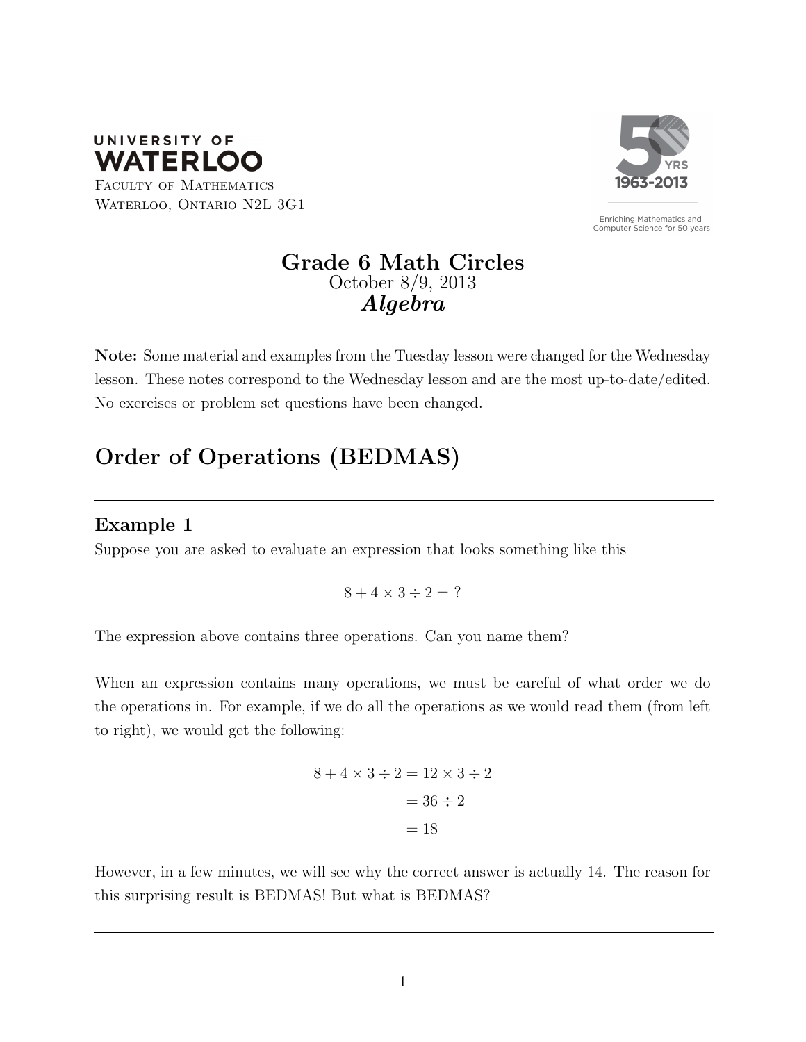UNIVERSITY OF
WATERLOO

Faculty of Mathematics
Waterloo, Ontario N2L 3G1

50 YRS 1963-2013

Enriching Mathematics and Computer Science for 50 years

# Grade 6 Math Circles
October 8/9, 2013
***Algebra***

**Note:** Some material and examples from the Tuesday lesson were changed for the Wednesday lesson. These notes correspond to the Wednesday lesson and are the most up-to-date/edited. No exercises or problem set questions have been changed.

## Order of Operations (BEDMAS)

---

### Example 1

Suppose you are asked to evaluate an expression that looks something like this

$$8 + 4 \times 3 \div 2 = ?$$

The expression above contains three operations. Can you name them?

When an expression contains many operations, we must be careful of what order we do the operations in. For example, if we do all the operations as we would read them (from left to right), we would get the following:

$$\begin{aligned} 8 + 4 \times 3 \div 2 &= 12 \times 3 \div 2 \\ &= 36 \div 2 \\ &= 18 \end{aligned}$$

However, in a few minutes, we will see why the correct answer is actually 14. The reason for this surprising result is BEDMAS! But what is BEDMAS?

---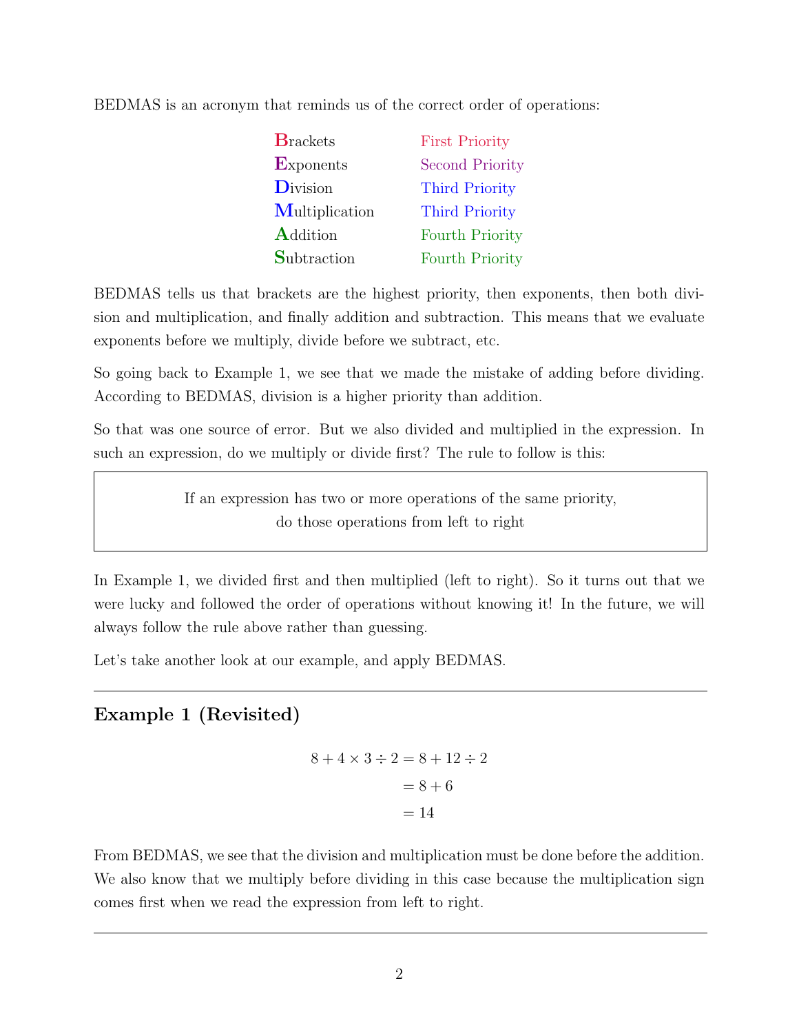BEDMAS is an acronym that reminds us of the correct order of operations:

| | |
|---|---|
| **B**rackets | First Priority |
| **E**xponents | Second Priority |
| **D**ivision | Third Priority |
| **M**ultiplication | Third Priority |
| **A**ddition | Fourth Priority |
| **S**ubtraction | Fourth Priority |

BEDMAS tells us that brackets are the highest priority, then exponents, then both division and multiplication, and finally addition and subtraction. This means that we evaluate exponents before we multiply, divide before we subtract, etc.

So going back to Example 1, we see that we made the mistake of adding before dividing. According to BEDMAS, division is a higher priority than addition.

So that was one source of error. But we also divided and multiplied in the expression. In such an expression, do we multiply or divide first? The rule to follow is this:

> If an expression has two or more operations of the same priority, do those operations from left to right

In Example 1, we divided first and then multiplied (left to right). So it turns out that we were lucky and followed the order of operations without knowing it! In the future, we will always follow the rule above rather than guessing.

Let's take another look at our example, and apply BEDMAS.

---

## Example 1 (Revisited)

$$\begin{aligned} 8 + 4 \times 3 \div 2 &= 8 + 12 \div 2 \\ &= 8 + 6 \\ &= 14 \end{aligned}$$

From BEDMAS, we see that the division and multiplication must be done before the addition. We also know that we multiply before dividing in this case because the multiplication sign comes first when we read the expression from left to right.

---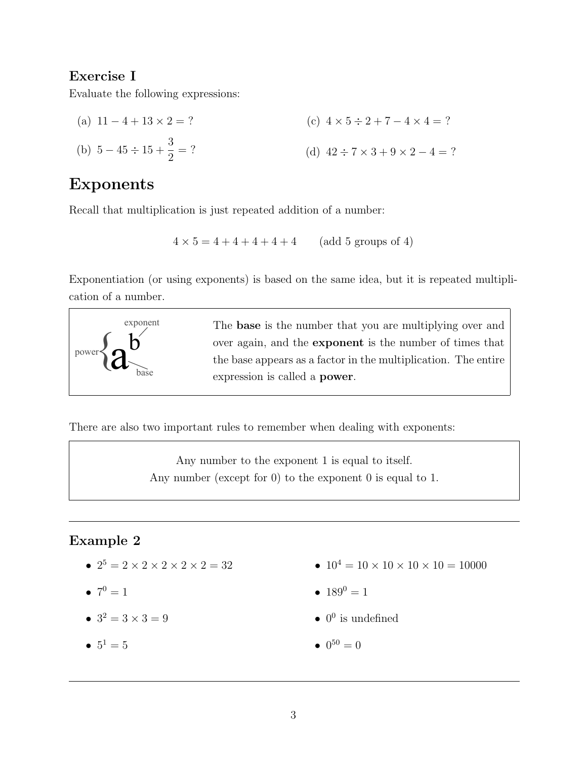### Exercise I

Evaluate the following expressions:

(a) $11 - 4 + 13 \times 2 = ?$

(b) $5 - 45 \div 15 + \dfrac{3}{2} = ?$

(c) $4 \times 5 \div 2 + 7 - 4 \times 4 = ?$

(d) $42 \div 7 \times 3 + 9 \times 2 - 4 = ?$

# Exponents

Recall that multiplication is just repeated addition of a number:

$$4 \times 5 = 4 + 4 + 4 + 4 + 4 \qquad \text{(add 5 groups of 4)}$$

Exponentiation (or using exponents) is based on the same idea, but it is repeated multiplication of a number.

power $\{a^b$ — exponent: $b$, base: $a$

The **base** is the number that you are multiplying over and over again, and the **exponent** is the number of times that the base appears as a factor in the multiplication. The entire expression is called a **power**.

There are also two important rules to remember when dealing with exponents:

> Any number to the exponent 1 is equal to itself.
> Any number (except for 0) to the exponent 0 is equal to 1.

---

### Example 2

- $2^5 = 2 \times 2 \times 2 \times 2 \times 2 = 32$
- $7^0 = 1$
- $3^2 = 3 \times 3 = 9$
- $5^1 = 5$
- $10^4 = 10 \times 10 \times 10 \times 10 = 10000$
- $189^0 = 1$
- $0^0$ is undefined
- $0^{50} = 0$

---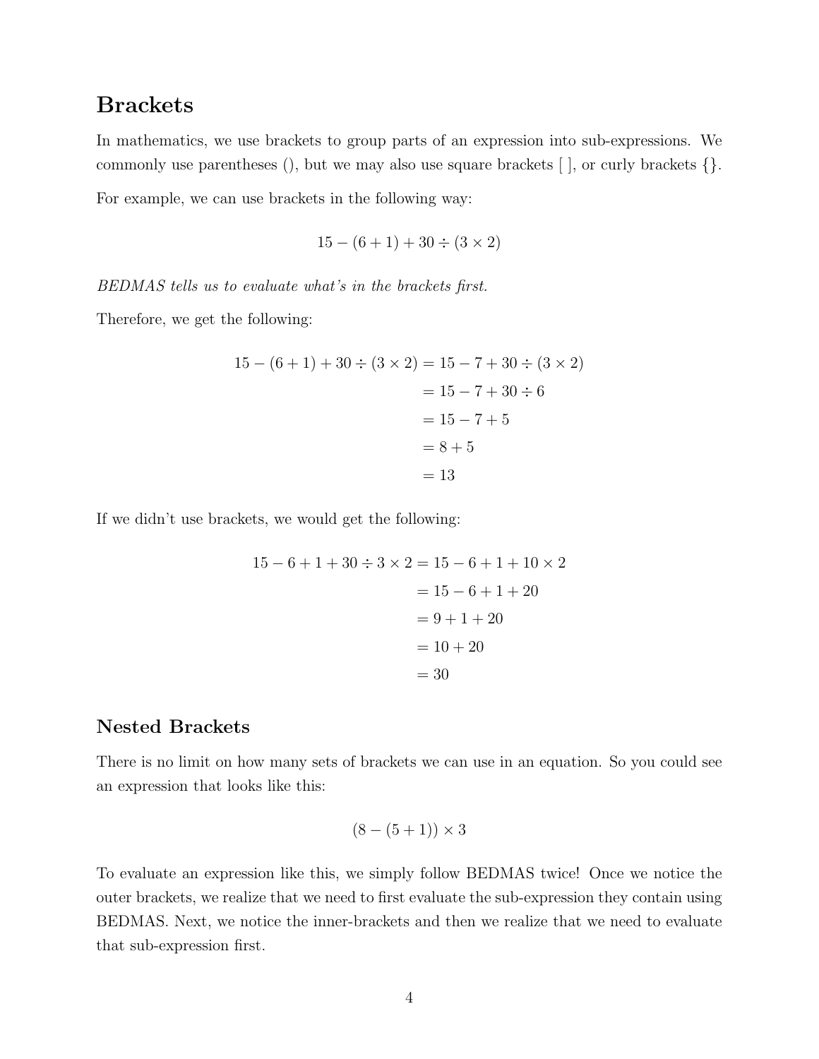## Brackets

In mathematics, we use brackets to group parts of an expression into sub-expressions. We commonly use parentheses (), but we may also use square brackets [ ], or curly brackets {}.

For example, we can use brackets in the following way:

$$15 - (6 + 1) + 30 \div (3 \times 2)$$

*BEDMAS tells us to evaluate what's in the brackets first.*

Therefore, we get the following:

$$\begin{aligned}
15 - (6 + 1) + 30 \div (3 \times 2) &= 15 - 7 + 30 \div (3 \times 2) \\
&= 15 - 7 + 30 \div 6 \\
&= 15 - 7 + 5 \\
&= 8 + 5 \\
&= 13
\end{aligned}$$

If we didn't use brackets, we would get the following:

$$\begin{aligned}
15 - 6 + 1 + 30 \div 3 \times 2 &= 15 - 6 + 1 + 10 \times 2 \\
&= 15 - 6 + 1 + 20 \\
&= 9 + 1 + 20 \\
&= 10 + 20 \\
&= 30
\end{aligned}$$

### Nested Brackets

There is no limit on how many sets of brackets we can use in an equation. So you could see an expression that looks like this:

$$(8 - (5 + 1)) \times 3$$

To evaluate an expression like this, we simply follow BEDMAS twice! Once we notice the outer brackets, we realize that we need to first evaluate the sub-expression they contain using BEDMAS. Next, we notice the inner-brackets and then we realize that we need to evaluate that sub-expression first.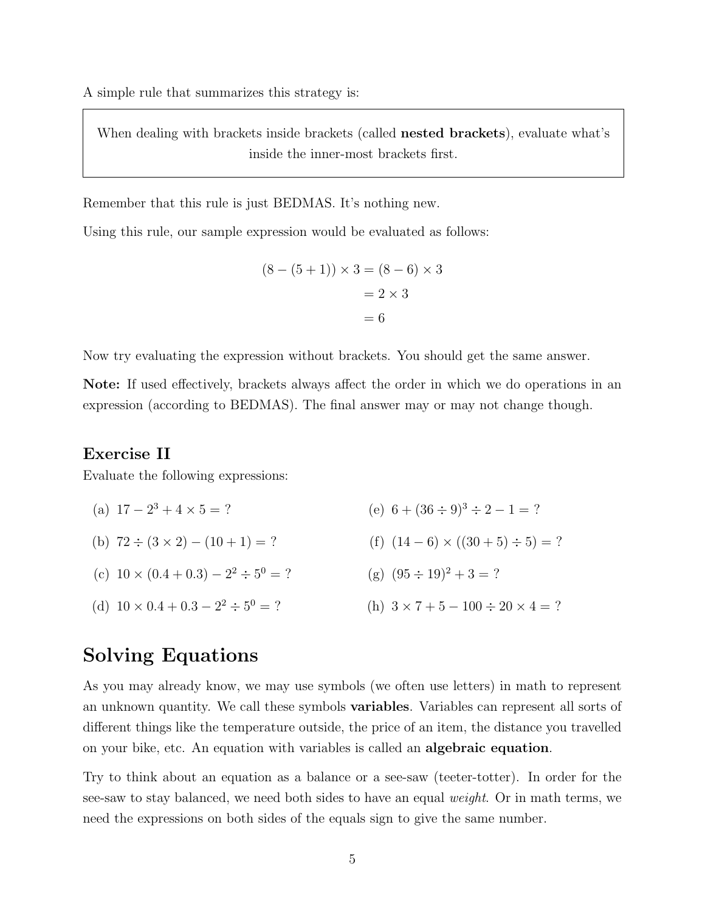A simple rule that summarizes this strategy is:

> When dealing with brackets inside brackets (called **nested brackets**), evaluate what's inside the inner-most brackets first.

Remember that this rule is just BEDMAS. It's nothing new.

Using this rule, our sample expression would be evaluated as follows:

$$
\begin{aligned}
(8 - (5 + 1)) \times 3 &= (8 - 6) \times 3 \\
&= 2 \times 3 \\
&= 6
\end{aligned}
$$

Now try evaluating the expression without brackets. You should get the same answer.

**Note:** If used effectively, brackets always affect the order in which we do operations in an expression (according to BEDMAS). The final answer may or may not change though.

### Exercise II

Evaluate the following expressions:

(a) $17 - 2^3 + 4 \times 5 = ?$

(b) $72 \div (3 \times 2) - (10 + 1) = ?$

(c) $10 \times (0.4 + 0.3) - 2^2 \div 5^0 = ?$

(d) $10 \times 0.4 + 0.3 - 2^2 \div 5^0 = ?$

(e) $6 + (36 \div 9)^3 \div 2 - 1 = ?$

(f) $(14 - 6) \times ((30 + 5) \div 5) = ?$

(g) $(95 \div 19)^2 + 3 = ?$

(h) $3 \times 7 + 5 - 100 \div 20 \times 4 = ?$

## Solving Equations

As you may already know, we may use symbols (we often use letters) in math to represent an unknown quantity. We call these symbols **variables**. Variables can represent all sorts of different things like the temperature outside, the price of an item, the distance you travelled on your bike, etc. An equation with variables is called an **algebraic equation**.

Try to think about an equation as a balance or a see-saw (teeter-totter). In order for the see-saw to stay balanced, we need both sides to have an equal *weight*. Or in math terms, we need the expressions on both sides of the equals sign to give the same number.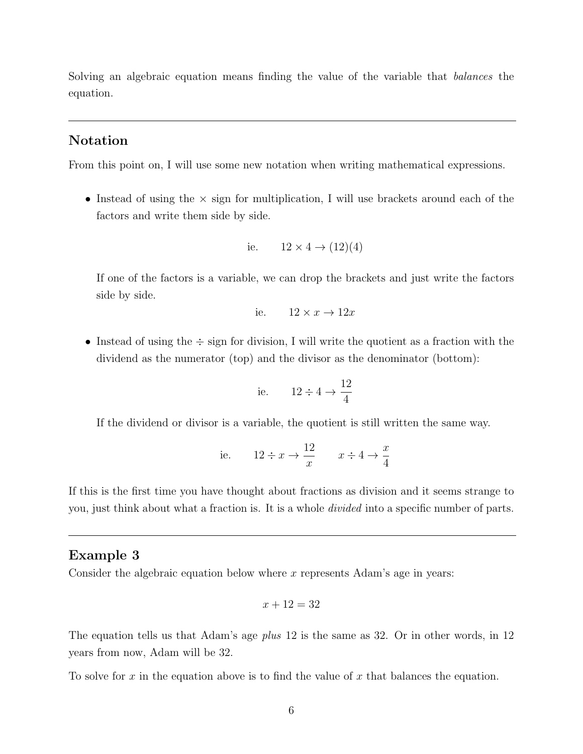Solving an algebraic equation means finding the value of the variable that *balances* the equation.

---

## Notation

From this point on, I will use some new notation when writing mathematical expressions.

- Instead of using the $\times$ sign for multiplication, I will use brackets around each of the factors and write them side by side.

  $$\text{ie.} \qquad 12 \times 4 \rightarrow (12)(4)$$

  If one of the factors is a variable, we can drop the brackets and just write the factors side by side.

  $$\text{ie.} \qquad 12 \times x \rightarrow 12x$$

- Instead of using the $\div$ sign for division, I will write the quotient as a fraction with the dividend as the numerator (top) and the divisor as the denominator (bottom):

  $$\text{ie.} \qquad 12 \div 4 \rightarrow \frac{12}{4}$$

  If the dividend or divisor is a variable, the quotient is still written the same way.

  $$\text{ie.} \qquad 12 \div x \rightarrow \frac{12}{x} \qquad x \div 4 \rightarrow \frac{x}{4}$$

If this is the first time you have thought about fractions as division and it seems strange to you, just think about what a fraction is. It is a whole *divided* into a specific number of parts.

---

## Example 3

Consider the algebraic equation below where $x$ represents Adam's age in years:

$$x + 12 = 32$$

The equation tells us that Adam's age *plus* 12 is the same as 32. Or in other words, in 12 years from now, Adam will be 32.

To solve for $x$ in the equation above is to find the value of $x$ that balances the equation.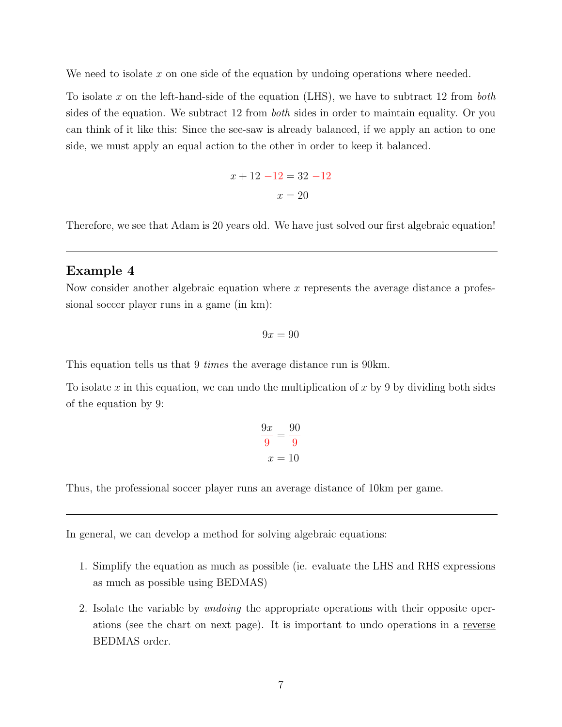We need to isolate $x$ on one side of the equation by undoing operations where needed.

To isolate $x$ on the left-hand-side of the equation (LHS), we have to subtract 12 from *both* sides of the equation. We subtract 12 from *both* sides in order to maintain equality. Or you can think of it like this: Since the see-saw is already balanced, if we apply an action to one side, we must apply an equal action to the other in order to keep it balanced.

$$x + 12 - 12 = 32 - 12$$
$$x = 20$$

Therefore, we see that Adam is 20 years old. We have just solved our first algebraic equation!

---

## Example 4

Now consider another algebraic equation where $x$ represents the average distance a professional soccer player runs in a game (in km):

$$9x = 90$$

This equation tells us that 9 *times* the average distance run is 90km.

To isolate $x$ in this equation, we can undo the multiplication of $x$ by 9 by dividing both sides of the equation by 9:

$$\frac{9x}{9} = \frac{90}{9}$$
$$x = 10$$

Thus, the professional soccer player runs an average distance of 10km per game.

---

In general, we can develop a method for solving algebraic equations:

1. Simplify the equation as much as possible (ie. evaluate the LHS and RHS expressions as much as possible using BEDMAS)

2. Isolate the variable by *undoing* the appropriate operations with their opposite operations (see the chart on next page). It is important to undo operations in a reverse BEDMAS order.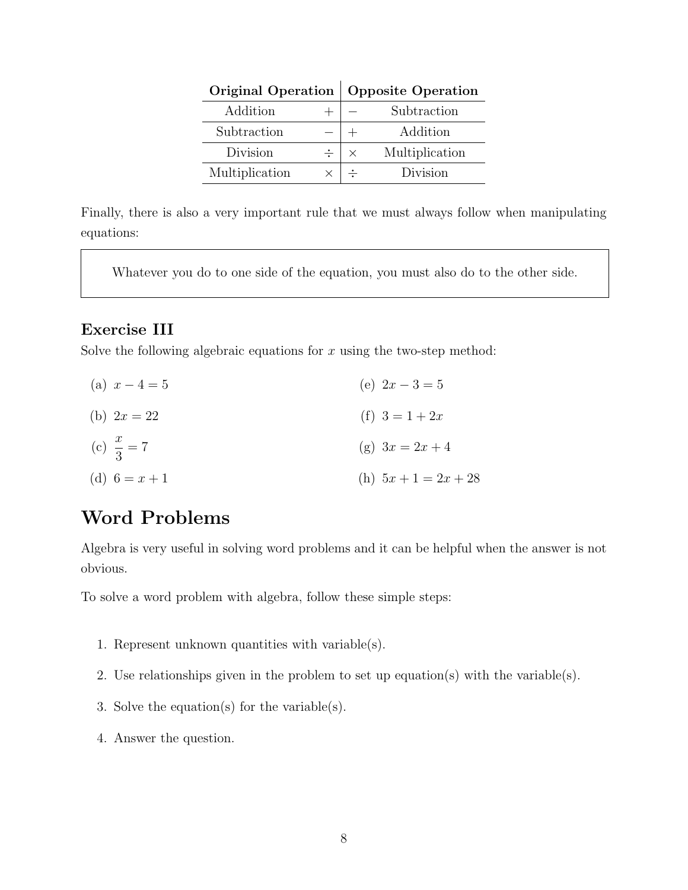| Original Operation | | Opposite Operation | |
|---|---|---|---|
| Addition | $+$ | $-$ | Subtraction |
| Subtraction | $-$ | $+$ | Addition |
| Division | $\div$ | $\times$ | Multiplication |
| Multiplication | $\times$ | $\div$ | Division |

Finally, there is also a very important rule that we must always follow when manipulating equations:

> Whatever you do to one side of the equation, you must also do to the other side.

### Exercise III

Solve the following algebraic equations for $x$ using the two-step method:

(a) $x - 4 = 5$

(b) $2x = 22$

(c) $\dfrac{x}{3} = 7$

(d) $6 = x + 1$

(e) $2x - 3 = 5$

(f) $3 = 1 + 2x$

(g) $3x = 2x + 4$

(h) $5x + 1 = 2x + 28$

## Word Problems

Algebra is very useful in solving word problems and it can be helpful when the answer is not obvious.

To solve a word problem with algebra, follow these simple steps:

1. Represent unknown quantities with variable(s).
2. Use relationships given in the problem to set up equation(s) with the variable(s).
3. Solve the equation(s) for the variable(s).
4. Answer the question.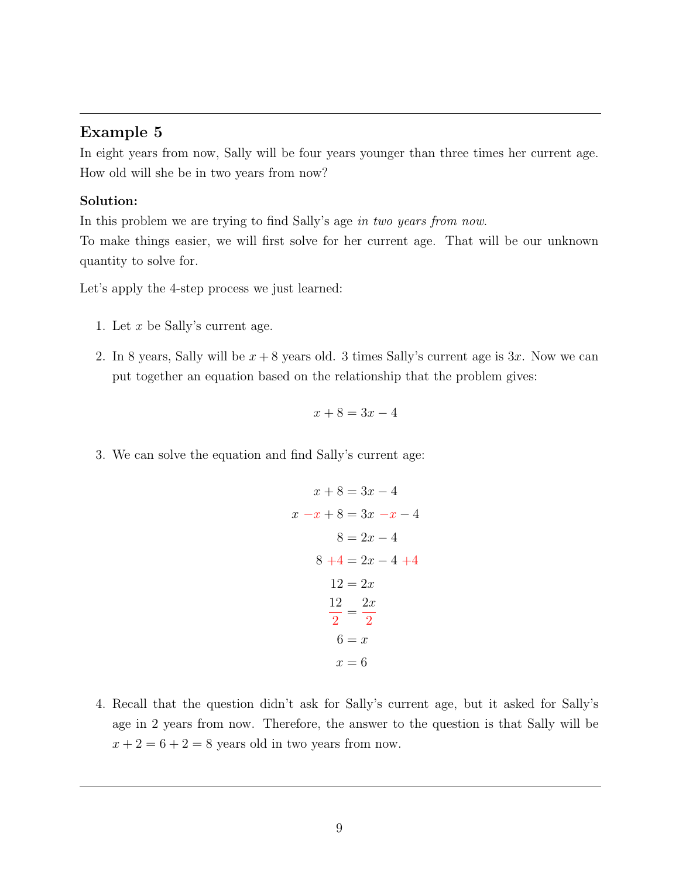## Example 5

In eight years from now, Sally will be four years younger than three times her current age. How old will she be in two years from now?

**Solution:**

In this problem we are trying to find Sally's age *in two years from now*.
To make things easier, we will first solve for her current age. That will be our unknown quantity to solve for.

Let's apply the 4-step process we just learned:

1. Let $x$ be Sally's current age.

2. In 8 years, Sally will be $x + 8$ years old. 3 times Sally's current age is $3x$. Now we can put together an equation based on the relationship that the problem gives:

$$x + 8 = 3x - 4$$

3. We can solve the equation and find Sally's current age:

$$\begin{aligned} x + 8 &= 3x - 4 \\ x - x + 8 &= 3x - x - 4 \\ 8 &= 2x - 4 \\ 8 + 4 &= 2x - 4 + 4 \\ 12 &= 2x \\ \frac{12}{2} &= \frac{2x}{2} \\ 6 &= x \\ x &= 6 \end{aligned}$$

4. Recall that the question didn't ask for Sally's current age, but it asked for Sally's age in 2 years from now. Therefore, the answer to the question is that Sally will be $x + 2 = 6 + 2 = 8$ years old in two years from now.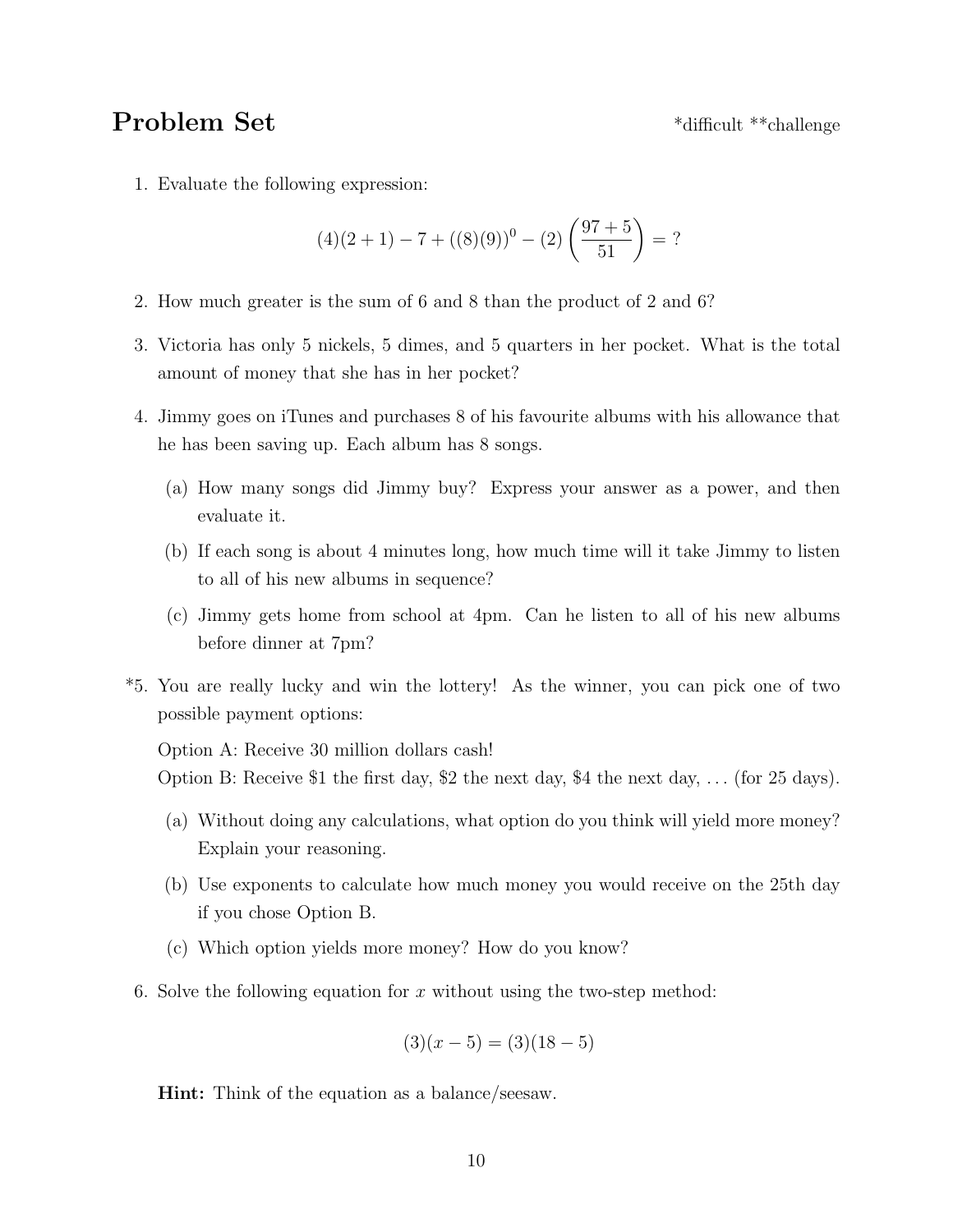## Problem Set

*difficult **challenge

1. Evaluate the following expression:

$$(4)(2+1) - 7 + ((8)(9))^0 - (2)\left(\frac{97+5}{51}\right) = ?$$

2. How much greater is the sum of 6 and 8 than the product of 2 and 6?

3. Victoria has only 5 nickels, 5 dimes, and 5 quarters in her pocket. What is the total amount of money that she has in her pocket?

4. Jimmy goes on iTunes and purchases 8 of his favourite albums with his allowance that he has been saving up. Each album has 8 songs.

   (a) How many songs did Jimmy buy? Express your answer as a power, and then evaluate it.

   (b) If each song is about 4 minutes long, how much time will it take Jimmy to listen to all of his new albums in sequence?

   (c) Jimmy gets home from school at 4pm. Can he listen to all of his new albums before dinner at 7pm?

*5. You are really lucky and win the lottery! As the winner, you can pick one of two possible payment options:

   Option A: Receive 30 million dollars cash!
   Option B: Receive $1 the first day, $2 the next day, $4 the next day, . . . (for 25 days).

   (a) Without doing any calculations, what option do you think will yield more money? Explain your reasoning.

   (b) Use exponents to calculate how much money you would receive on the 25th day if you chose Option B.

   (c) Which option yields more money? How do you know?

6. Solve the following equation for $x$ without using the two-step method:

$$(3)(x-5) = (3)(18-5)$$

   **Hint:** Think of the equation as a balance/seesaw.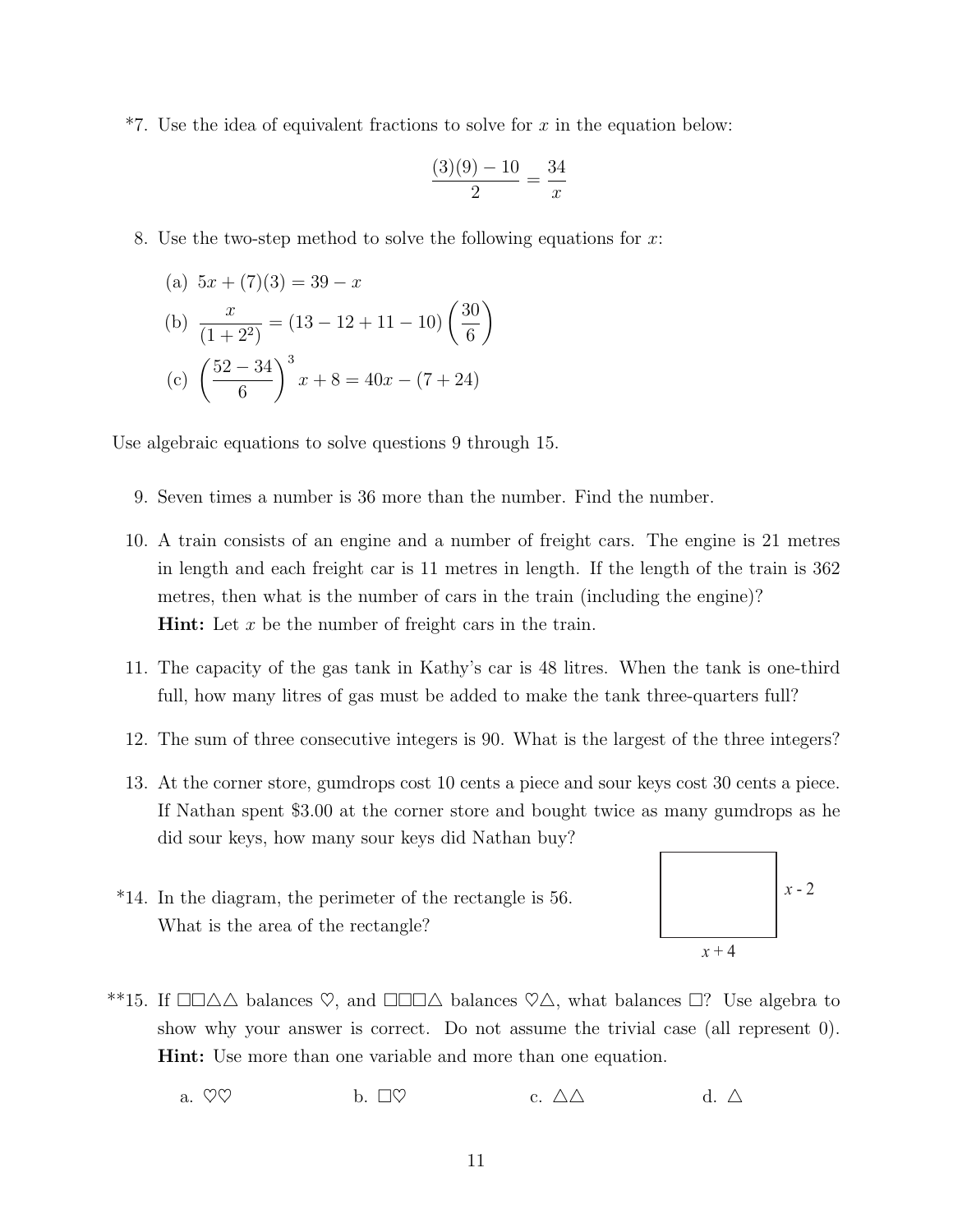*7. Use the idea of equivalent fractions to solve for $x$ in the equation below:

$$\frac{(3)(9) - 10}{2} = \frac{34}{x}$$

8. Use the two-step method to solve the following equations for $x$:

   (a) $5x + (7)(3) = 39 - x$

   (b) $\dfrac{x}{(1 + 2^2)} = (13 - 12 + 11 - 10)\left(\dfrac{30}{6}\right)$

   (c) $\left(\dfrac{52 - 34}{6}\right)^3 x + 8 = 40x - (7 + 24)$

Use algebraic equations to solve questions 9 through 15.

9. Seven times a number is 36 more than the number. Find the number.

10. A train consists of an engine and a number of freight cars. The engine is 21 metres in length and each freight car is 11 metres in length. If the length of the train is 362 metres, then what is the number of cars in the train (including the engine)?
    **Hint:** Let $x$ be the number of freight cars in the train.

11. The capacity of the gas tank in Kathy's car is 48 litres. When the tank is one-third full, how many litres of gas must be added to make the tank three-quarters full?

12. The sum of three consecutive integers is 90. What is the largest of the three integers?

13. At the corner store, gumdrops cost 10 cents a piece and sour keys cost 30 cents a piece. If Nathan spent \$3.00 at the corner store and bought twice as many gumdrops as he did sour keys, how many sour keys did Nathan buy?

*14. In the diagram, the perimeter of the rectangle is 56. What is the area of the rectangle?

(Rectangle with side lengths $x - 2$ and $x + 4$)

**15. If □□△△ balances ♡, and □□□△ balances ♡△, what balances □? Use algebra to show why your answer is correct. Do not assume the trivial case (all represent 0).
**Hint:** Use more than one variable and more than one equation.

a. ♡♡ b. □♡ c. △△ d. △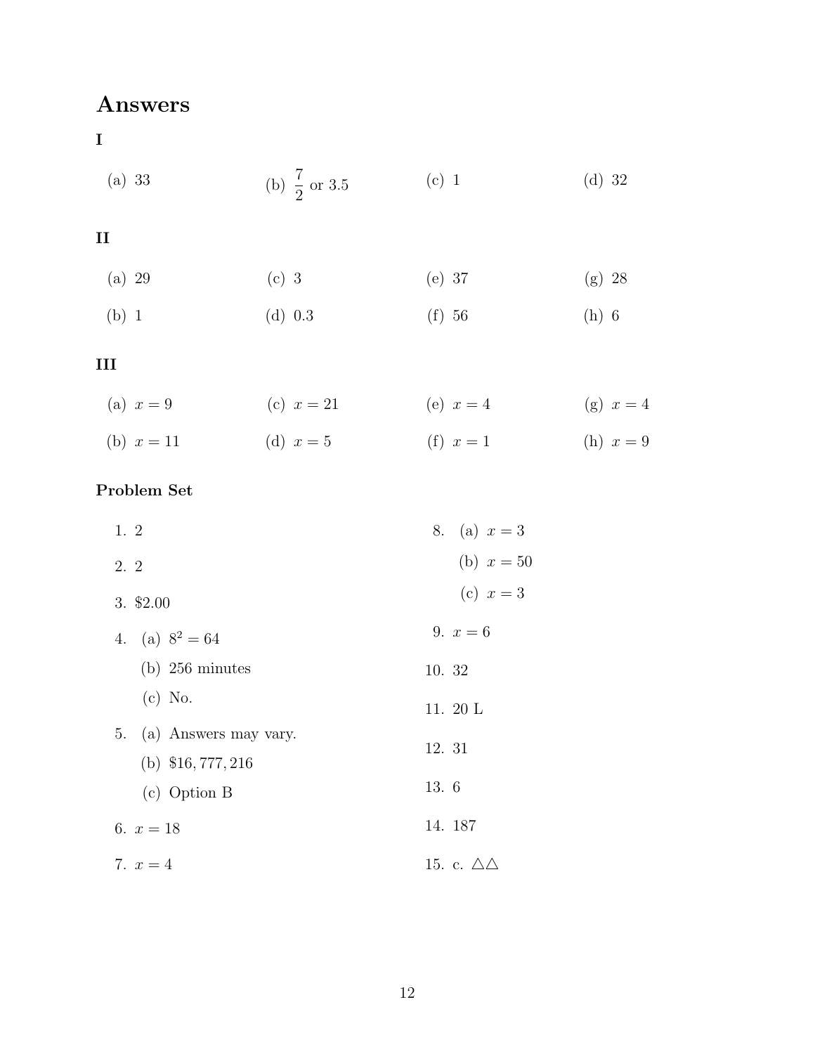# Answers

### I

(a) 33

(b) $\frac{7}{2}$ or 3.5

(c) 1

(d) 32

### II

(a) 29

(b) 1

(c) 3

(d) 0.3

(e) 37

(f) 56

(g) 28

(h) 6

### III

(a) $x = 9$

(b) $x = 11$

(c) $x = 21$

(d) $x = 5$

(e) $x = 4$

(f) $x = 1$

(g) $x = 4$

(h) $x = 9$

### Problem Set

1. 2
2. 2
3. \$2.00
4. (a) $8^2 = 64$
   (b) 256 minutes
   (c) No.
5. (a) Answers may vary.
   (b) $16,777,216
   (c) Option B
6. $x = 18$
7. $x = 4$
8. (a) $x = 3$
   (b) $x = 50$
   (c) $x = 3$
9. $x = 6$
10. 32
11. 20 L
12. 31
13. 6
14. 187
15. c. △△